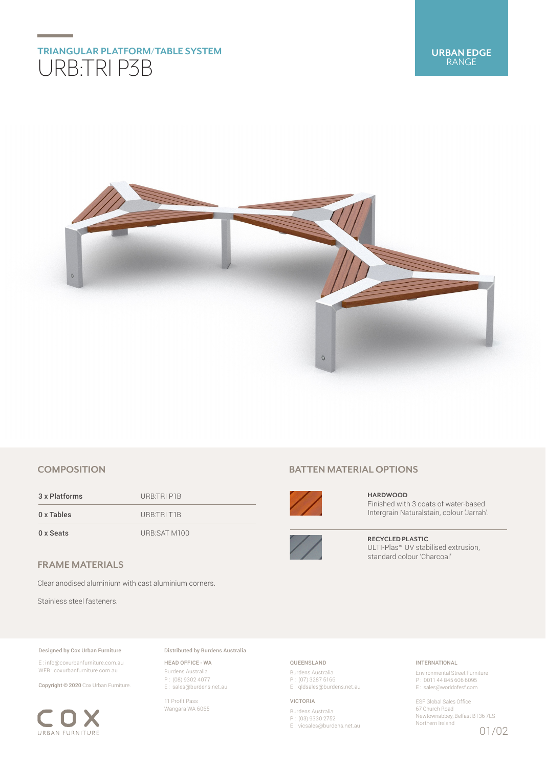## TRIANGULAR PLATFORM/TABLE SYSTEM

# URB:TRI P3B

**URBAN EDGE** RANGE

## COMPOSITION

| | |
|---|---|
| 3 x Platforms | URB:TRI P1B |
| 0 x Tables | URB:TRI T1B |
| 0 x Seats | URB:SAT M100 |

## FRAME MATERIALS

Clear anodised aluminium with cast aluminium corners.

Stainless steel fasteners.

## BATTEN MATERIAL OPTIONS

**HARDWOOD**
Finished with 3 coats of water-based Intergrain Naturalstain, colour 'Jarrah'.

**RECYCLED PLASTIC**
ULTI-Plas™ UV stabilised extrusion, standard colour 'Charcoal'

**Designed by Cox Urban Furniture**

E : info@coxurbanfurniture.com.au
WEB : coxurbanfurniture.com.au

**Copyright © 2020** Cox Urban Furniture.

COX URBAN FURNITURE

**Distributed by Burdens Australia**

HEAD OFFICE - WA
Burdens Australia
P : (08) 9302 4077
E : sales@burdens.net.au

11 Profit Pass
Wangara WA 6065

QUEENSLAND
Burdens Australia
P : (07) 3287 5166
E : qldsales@burdens.net.au

VICTORIA
Burdens Australia
P : (03) 9330 2752
E : vicsales@burdens.net.au

INTERNATIONAL
Environmental Street Furniture
P : 0011 44 845 606 6095
E : sales@worldofesf.com

ESF Global Sales Office
67 Church Road
Newtownabbey, Belfast BT36 7LS
Northern Ireland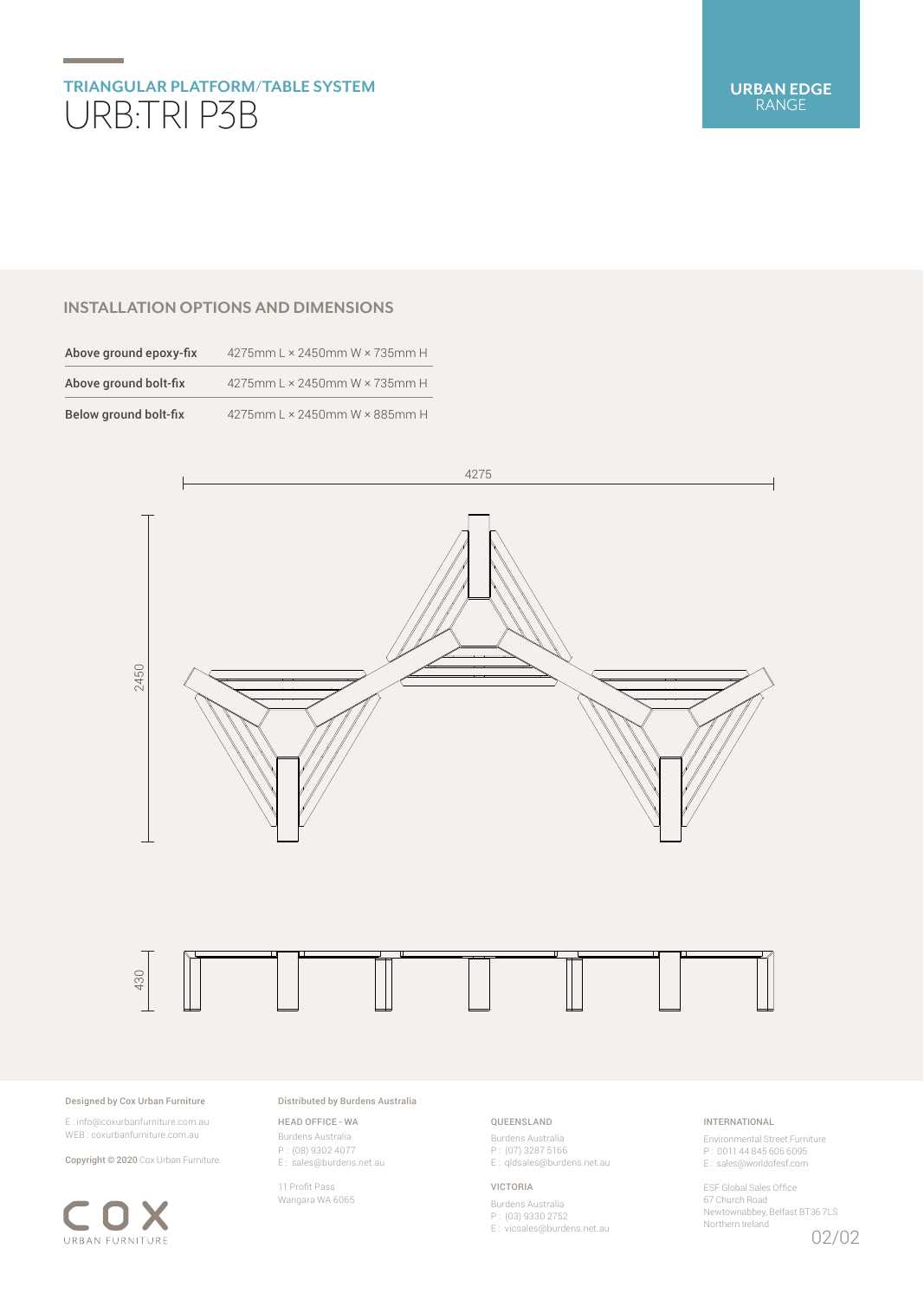## TRIANGULAR PLATFORM/TABLE SYSTEM

# URB:TRI P3B

**URBAN EDGE**
RANGE

### INSTALLATION OPTIONS AND DIMENSIONS

| | |
|---|---|
| Above ground epoxy-fix | 4275mm L × 2450mm W × 735mm H |
| Above ground bolt-fix | 4275mm L × 2450mm W × 735mm H |
| Below ground bolt-fix | 4275mm L × 2450mm W × 885mm H |

4275

2450

430

**Designed by Cox Urban Furniture**

E : info@coxurbanfurniture.com.au
WEB : coxurbanfurniture.com.au

**Copyright © 2020** Cox Urban Furniture.

COX
URBAN FURNITURE

**Distributed by Burdens Australia**

HEAD OFFICE - WA
Burdens Australia
P : (08) 9302 4077
E : sales@burdens.net.au

11 Profit Pass
Wangara WA 6065

QUEENSLAND
Burdens Australia
P : (07) 3287 5166
E : qldsales@burdens.net.au

VICTORIA
Burdens Australia
P : (03) 9330 2752
E : vicsales@burdens.net.au

INTERNATIONAL
Environmental Street Furniture
P : 0011 44 845 606 6095
E : sales@worldofesf.com

ESF Global Sales Office
67 Church Road
Newtownabbey, Belfast BT36 7LS
Northern Ireland